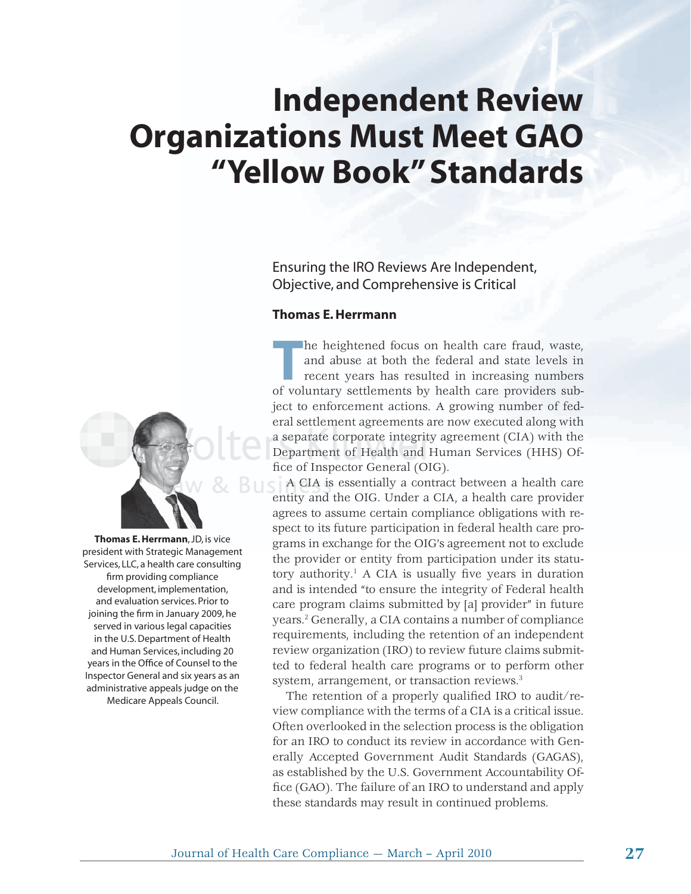# Independent Review Organizations Must Meet GAO "Yellow Book" Standards

Ensuring the IRO Reviews Are Independent, Objective, and Comprehensive is Critical

**Thomas E. Herrmann**

**Thomas E. Herrmann**, JD, is vice president with Strategic Management Services, LLC, a health care consulting firm providing compliance development, implementation, and evaluation services. Prior to joining the firm in January 2009, he served in various legal capacities in the U.S. Department of Health and Human Services, including 20 years in the Office of Counsel to the Inspector General and six years as an administrative appeals judge on the Medicare Appeals Council.

The heightened focus on health care fraud, waste, and abuse at both the federal and state levels in recent years has resulted in increasing numbers of voluntary settlements by health care providers subject to enforcement actions. A growing number of federal settlement agreements are now executed along with a separate corporate integrity agreement (CIA) with the Department of Health and Human Services (HHS) Office of Inspector General (OIG).

A CIA is essentially a contract between a health care entity and the OIG. Under a CIA, a health care provider agrees to assume certain compliance obligations with respect to its future participation in federal health care programs in exchange for the OIG's agreement not to exclude the provider or entity from participation under its statutory authority.[1] A CIA is usually five years in duration and is intended "to ensure the integrity of Federal health care program claims submitted by [a] provider" in future years.[2] Generally, a CIA contains a number of compliance requirements, including the retention of an independent review organization (IRO) to review future claims submitted to federal health care programs or to perform other system, arrangement, or transaction reviews.[3]

The retention of a properly qualified IRO to audit/review compliance with the terms of a CIA is a critical issue. Often overlooked in the selection process is the obligation for an IRO to conduct its review in accordance with Generally Accepted Government Audit Standards (GAGAS), as established by the U.S. Government Accountability Office (GAO). The failure of an IRO to understand and apply these standards may result in continued problems.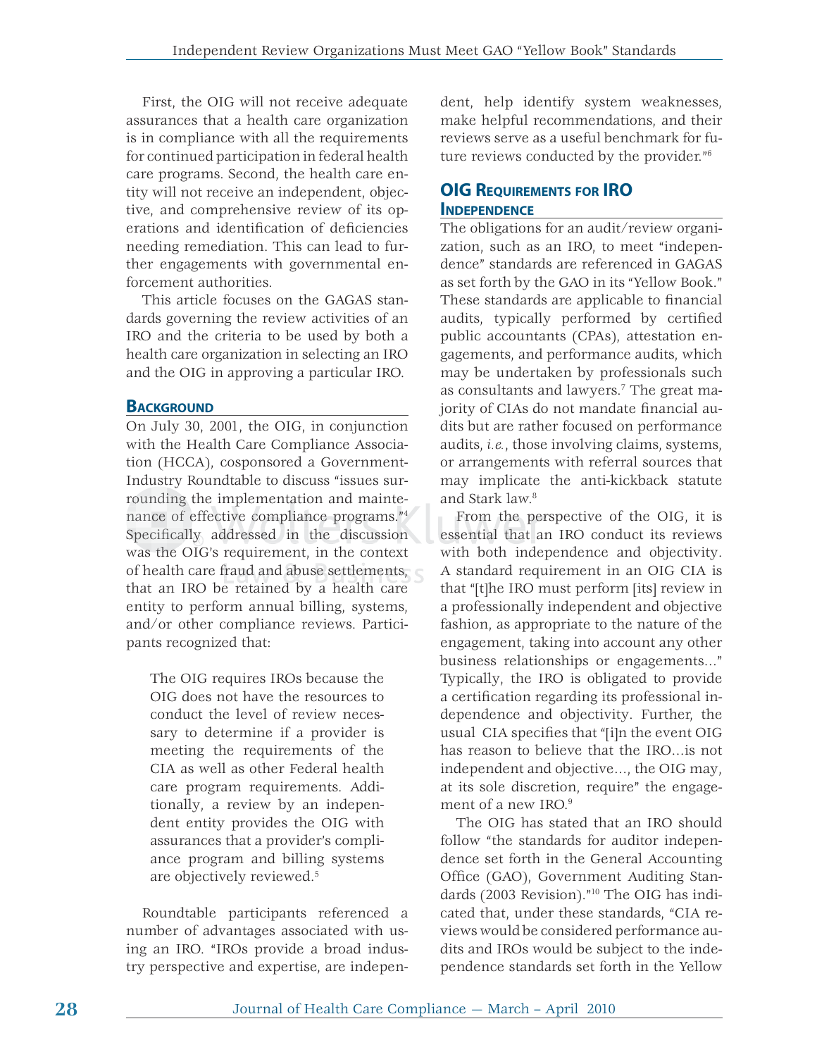First, the OIG will not receive adequate assurances that a health care organization is in compliance with all the requirements for continued participation in federal health care programs. Second, the health care entity will not receive an independent, objective, and comprehensive review of its operations and identification of deficiencies needing remediation. This can lead to further engagements with governmental enforcement authorities.

This article focuses on the GAGAS standards governing the review activities of an IRO and the criteria to be used by both a health care organization in selecting an IRO and the OIG in approving a particular IRO.

## Background

On July 30, 2001, the OIG, in conjunction with the Health Care Compliance Association (HCCA), cosponsored a Government-Industry Roundtable to discuss "issues surrounding the implementation and maintenance of effective compliance programs."[4] Specifically addressed in the discussion was the OIG's requirement, in the context of health care fraud and abuse settlements, that an IRO be retained by a health care entity to perform annual billing, systems, and/or other compliance reviews. Participants recognized that:

> The OIG requires IROs because the OIG does not have the resources to conduct the level of review necessary to determine if a provider is meeting the requirements of the CIA as well as other Federal health care program requirements. Additionally, a review by an independent entity provides the OIG with assurances that a provider's compliance program and billing systems are objectively reviewed.[5]

Roundtable participants referenced a number of advantages associated with using an IRO. "IROs provide a broad industry perspective and expertise, are independent, help identify system weaknesses, make helpful recommendations, and their reviews serve as a useful benchmark for future reviews conducted by the provider."[6]

## OIG Requirements for IRO Independence

The obligations for an audit/review organization, such as an IRO, to meet "independence" standards are referenced in GAGAS as set forth by the GAO in its "Yellow Book." These standards are applicable to financial audits, typically performed by certified public accountants (CPAs), attestation engagements, and performance audits, which may be undertaken by professionals such as consultants and lawyers.[7] The great majority of CIAs do not mandate financial audits but are rather focused on performance audits, *i.e.*, those involving claims, systems, or arrangements with referral sources that may implicate the anti-kickback statute and Stark law.[8]

From the perspective of the OIG, it is essential that an IRO conduct its reviews with both independence and objectivity. A standard requirement in an OIG CIA is that "[t]he IRO must perform [its] review in a professionally independent and objective fashion, as appropriate to the nature of the engagement, taking into account any other business relationships or engagements..." Typically, the IRO is obligated to provide a certification regarding its professional independence and objectivity. Further, the usual CIA specifies that "[i]n the event OIG has reason to believe that the IRO...is not independent and objective..., the OIG may, at its sole discretion, require" the engagement of a new IRO.[9]

The OIG has stated that an IRO should follow "the standards for auditor independence set forth in the General Accounting Office (GAO), Government Auditing Standards (2003 Revision)."[10] The OIG has indicated that, under these standards, "CIA reviews would be considered performance audits and IROs would be subject to the independence standards set forth in the Yellow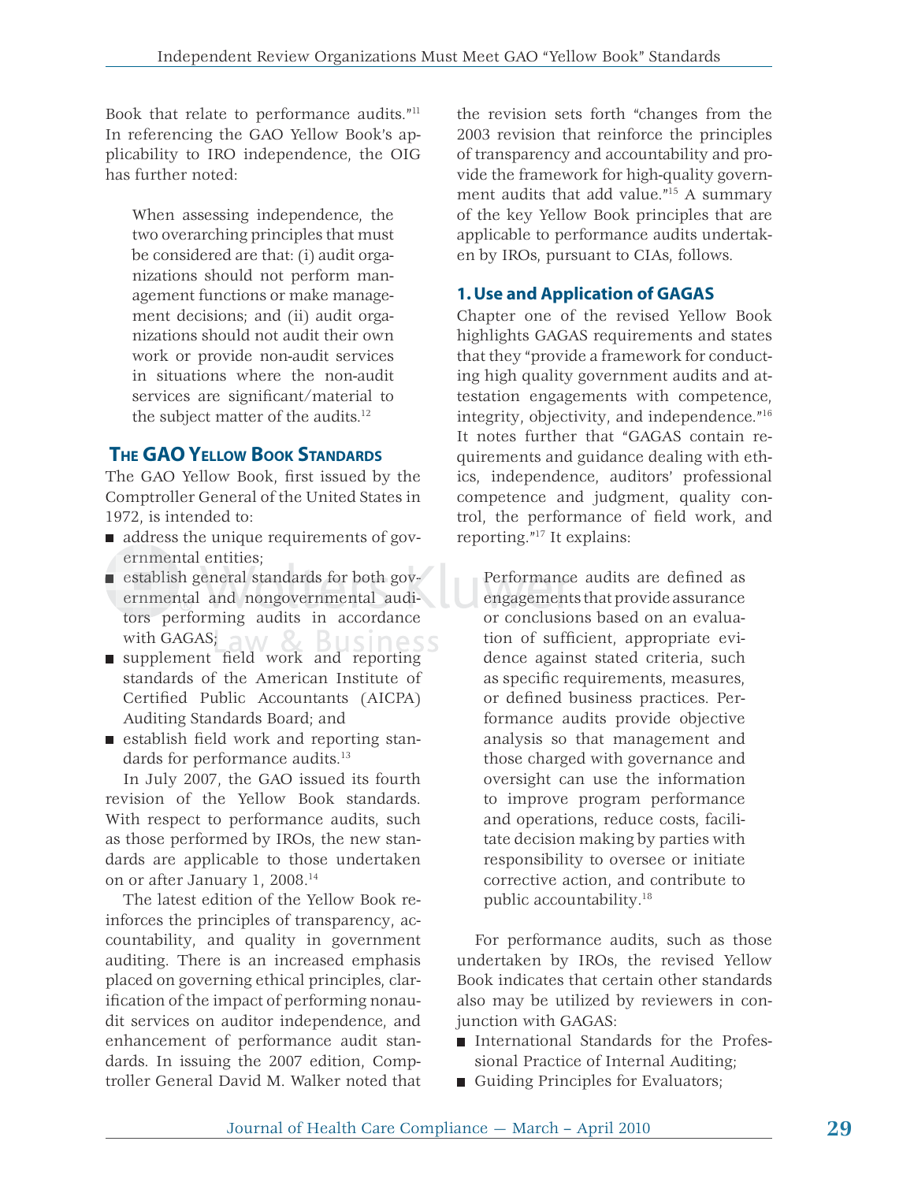Book that relate to performance audits."[11] In referencing the GAO Yellow Book's applicability to IRO independence, the OIG has further noted:

> When assessing independence, the two overarching principles that must be considered are that: (i) audit organizations should not perform management functions or make management decisions; and (ii) audit organizations should not audit their own work or provide non-audit services in situations where the non-audit services are significant/material to the subject matter of the audits.[12]

## The GAO Yellow Book Standards

The GAO Yellow Book, first issued by the Comptroller General of the United States in 1972, is intended to:

- address the unique requirements of governmental entities;
- establish general standards for both governmental and nongovernmental auditors performing audits in accordance with GAGAS;
- supplement field work and reporting standards of the American Institute of Certified Public Accountants (AICPA) Auditing Standards Board; and
- establish field work and reporting standards for performance audits.[13]

In July 2007, the GAO issued its fourth revision of the Yellow Book standards. With respect to performance audits, such as those performed by IROs, the new standards are applicable to those undertaken on or after January 1, 2008.[14]

The latest edition of the Yellow Book reinforces the principles of transparency, accountability, and quality in government auditing. There is an increased emphasis placed on governing ethical principles, clarification of the impact of performing nonaudit services on auditor independence, and enhancement of performance audit standards. In issuing the 2007 edition, Comptroller General David M. Walker noted that the revision sets forth "changes from the 2003 revision that reinforce the principles of transparency and accountability and provide the framework for high-quality government audits that add value."[15] A summary of the key Yellow Book principles that are applicable to performance audits undertaken by IROs, pursuant to CIAs, follows.

### 1. Use and Application of GAGAS

Chapter one of the revised Yellow Book highlights GAGAS requirements and states that they "provide a framework for conducting high quality government audits and attestation engagements with competence, integrity, objectivity, and independence."[16] It notes further that "GAGAS contain requirements and guidance dealing with ethics, independence, auditors' professional competence and judgment, quality control, the performance of field work, and reporting."[17] It explains:

> Performance audits are defined as engagements that provide assurance or conclusions based on an evaluation of sufficient, appropriate evidence against stated criteria, such as specific requirements, measures, or defined business practices. Performance audits provide objective analysis so that management and those charged with governance and oversight can use the information to improve program performance and operations, reduce costs, facilitate decision making by parties with responsibility to oversee or initiate corrective action, and contribute to public accountability.[18]

For performance audits, such as those undertaken by IROs, the revised Yellow Book indicates that certain other standards also may be utilized by reviewers in conjunction with GAGAS:

- International Standards for the Professional Practice of Internal Auditing;
- Guiding Principles for Evaluators;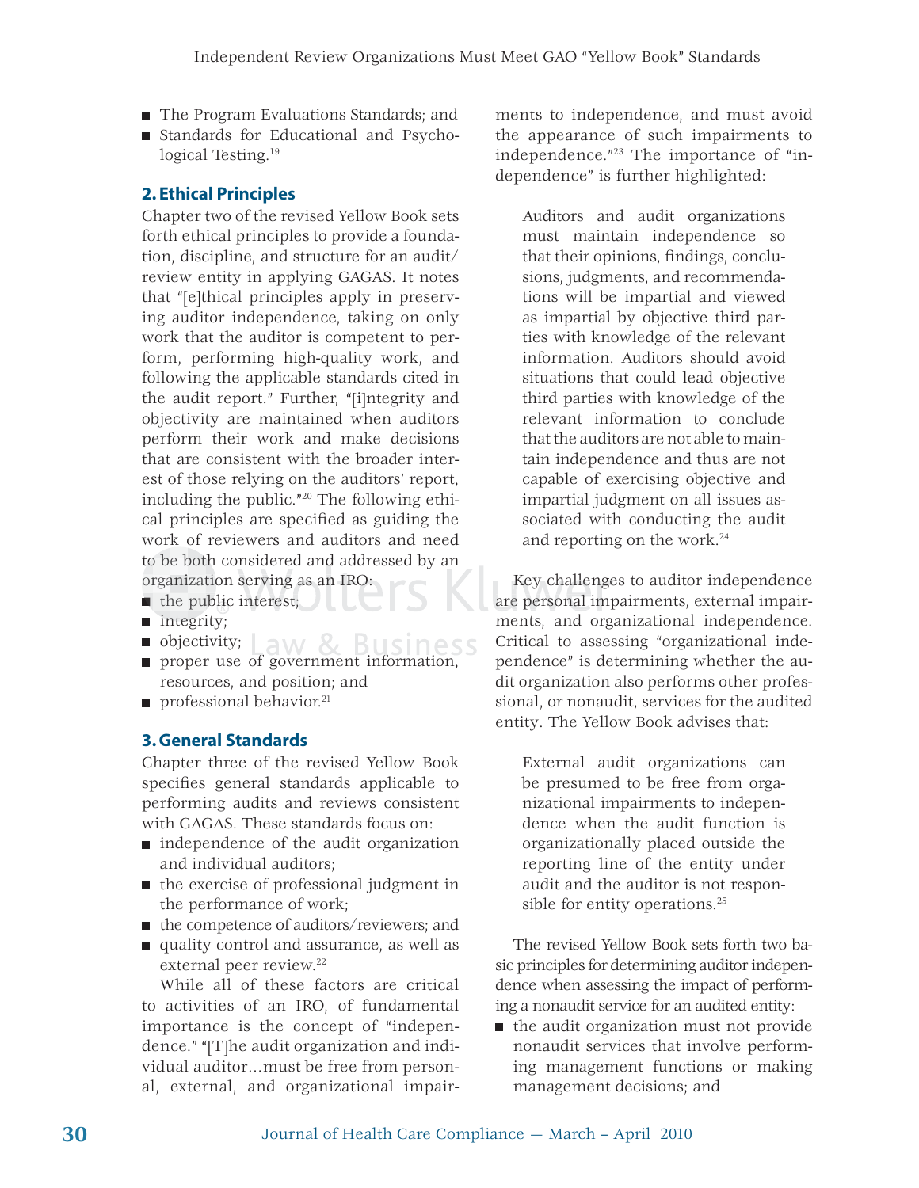- The Program Evaluations Standards; and
- Standards for Educational and Psychological Testing.[19]

### 2. Ethical Principles

Chapter two of the revised Yellow Book sets forth ethical principles to provide a foundation, discipline, and structure for an audit/review entity in applying GAGAS. It notes that "[e]thical principles apply in preserving auditor independence, taking on only work that the auditor is competent to perform, performing high-quality work, and following the applicable standards cited in the audit report." Further, "[i]ntegrity and objectivity are maintained when auditors perform their work and make decisions that are consistent with the broader interest of those relying on the auditors' report, including the public."[20] The following ethical principles are specified as guiding the work of reviewers and auditors and need to be both considered and addressed by an organization serving as an IRO:

- the public interest;
- integrity;
- objectivity;
- proper use of government information, resources, and position; and
- professional behavior.[21]

### 3. General Standards

Chapter three of the revised Yellow Book specifies general standards applicable to performing audits and reviews consistent with GAGAS. These standards focus on:

- independence of the audit organization and individual auditors;
- the exercise of professional judgment in the performance of work;
- the competence of auditors/reviewers; and
- quality control and assurance, as well as external peer review.[22]

While all of these factors are critical to activities of an IRO, of fundamental importance is the concept of "independence." "[T]he audit organization and individual auditor…must be free from personal, external, and organizational impairments to independence, and must avoid the appearance of such impairments to independence."[23] The importance of "independence" is further highlighted:

> Auditors and audit organizations must maintain independence so that their opinions, findings, conclusions, judgments, and recommendations will be impartial and viewed as impartial by objective third parties with knowledge of the relevant information. Auditors should avoid situations that could lead objective third parties with knowledge of the relevant information to conclude that the auditors are not able to maintain independence and thus are not capable of exercising objective and impartial judgment on all issues associated with conducting the audit and reporting on the work.[24]

Key challenges to auditor independence are personal impairments, external impairments, and organizational independence. Critical to assessing "organizational independence" is determining whether the audit organization also performs other professional, or nonaudit, services for the audited entity. The Yellow Book advises that:

> External audit organizations can be presumed to be free from organizational impairments to independence when the audit function is organizationally placed outside the reporting line of the entity under audit and the auditor is not responsible for entity operations.[25]

The revised Yellow Book sets forth two basic principles for determining auditor independence when assessing the impact of performing a nonaudit service for an audited entity:

- the audit organization must not provide nonaudit services that involve performing management functions or making management decisions; and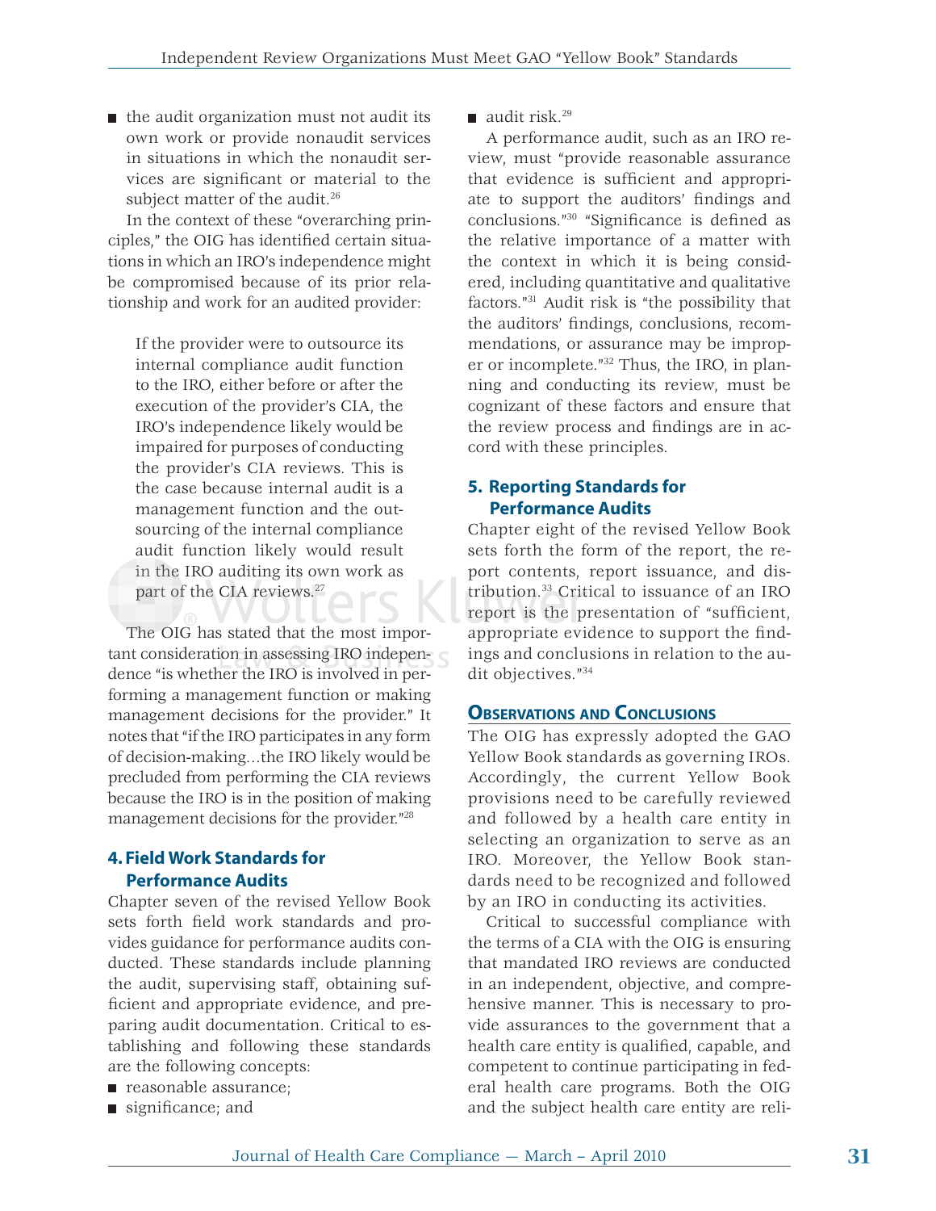- the audit organization must not audit its own work or provide nonaudit services in situations in which the nonaudit services are significant or material to the subject matter of the audit.[26]

In the context of these "overarching principles," the OIG has identified certain situations in which an IRO's independence might be compromised because of its prior relationship and work for an audited provider:

> If the provider were to outsource its internal compliance audit function to the IRO, either before or after the execution of the provider's CIA, the IRO's independence likely would be impaired for purposes of conducting the provider's CIA reviews. This is the case because internal audit is a management function and the outsourcing of the internal compliance audit function likely would result in the IRO auditing its own work as part of the CIA reviews.[27]

The OIG has stated that the most important consideration in assessing IRO independence "is whether the IRO is involved in performing a management function or making management decisions for the provider." It notes that "if the IRO participates in any form of decision-making…the IRO likely would be precluded from performing the CIA reviews because the IRO is in the position of making management decisions for the provider."[28]

### 4. Field Work Standards for Performance Audits

Chapter seven of the revised Yellow Book sets forth field work standards and provides guidance for performance audits conducted. These standards include planning the audit, supervising staff, obtaining sufficient and appropriate evidence, and preparing audit documentation. Critical to establishing and following these standards are the following concepts:

- reasonable assurance;
- significance; and
- audit risk.[29]

A performance audit, such as an IRO review, must "provide reasonable assurance that evidence is sufficient and appropriate to support the auditors' findings and conclusions."[30] "Significance is defined as the relative importance of a matter with the context in which it is being considered, including quantitative and qualitative factors."[31] Audit risk is "the possibility that the auditors' findings, conclusions, recommendations, or assurance may be improper or incomplete."[32] Thus, the IRO, in planning and conducting its review, must be cognizant of these factors and ensure that the review process and findings are in accord with these principles.

### 5. Reporting Standards for Performance Audits

Chapter eight of the revised Yellow Book sets forth the form of the report, the report contents, report issuance, and distribution.[33] Critical to issuance of an IRO report is the presentation of "sufficient, appropriate evidence to support the findings and conclusions in relation to the audit objectives."[34]

## Observations and Conclusions

The OIG has expressly adopted the GAO Yellow Book standards as governing IROs. Accordingly, the current Yellow Book provisions need to be carefully reviewed and followed by a health care entity in selecting an organization to serve as an IRO. Moreover, the Yellow Book standards need to be recognized and followed by an IRO in conducting its activities.

Critical to successful compliance with the terms of a CIA with the OIG is ensuring that mandated IRO reviews are conducted in an independent, objective, and comprehensive manner. This is necessary to provide assurances to the government that a health care entity is qualified, capable, and competent to continue participating in federal health care programs. Both the OIG and the subject health care entity are reli-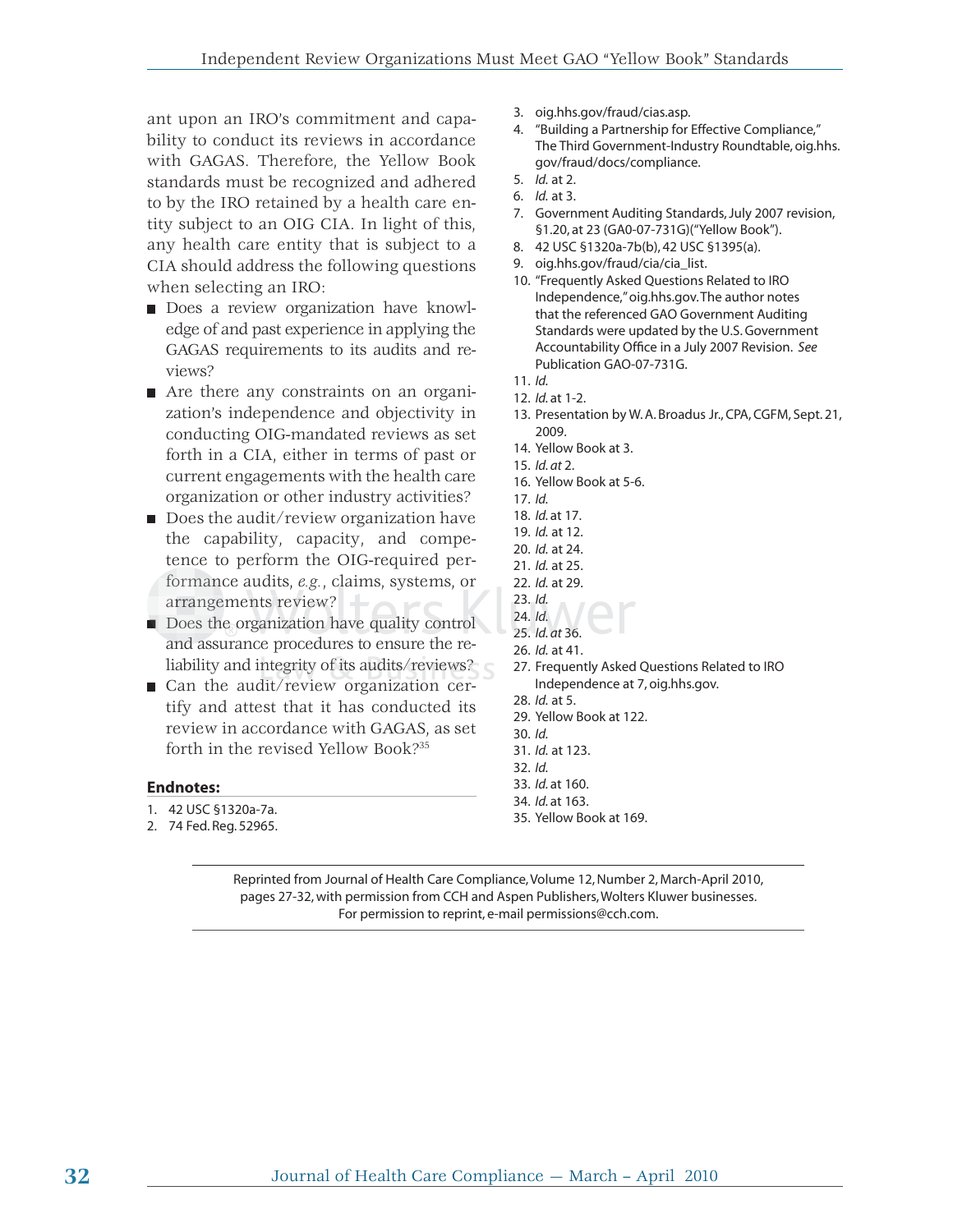ant upon an IRO's commitment and capability to conduct its reviews in accordance with GAGAS. Therefore, the Yellow Book standards must be recognized and adhered to by the IRO retained by a health care entity subject to an OIG CIA. In light of this, any health care entity that is subject to a CIA should address the following questions when selecting an IRO:

- Does a review organization have knowledge of and past experience in applying the GAGAS requirements to its audits and reviews?
- Are there any constraints on an organization's independence and objectivity in conducting OIG-mandated reviews as set forth in a CIA, either in terms of past or current engagements with the health care organization or other industry activities?
- Does the audit/review organization have the capability, capacity, and competence to perform the OIG-required performance audits, *e.g.*, claims, systems, or arrangements review?
- Does the organization have quality control and assurance procedures to ensure the reliability and integrity of its audits/reviews?
- Can the audit/review organization certify and attest that it has conducted its review in accordance with GAGAS, as set forth in the revised Yellow Book?[35]

**Endnotes:**

1. 42 USC §1320a-7a.
2. 74 Fed. Reg. 52965.
3. oig.hhs.gov/fraud/cias.asp.
4. "Building a Partnership for Effective Compliance," The Third Government-Industry Roundtable, oig.hhs.gov/fraud/docs/compliance.
5. *Id.* at 2.
6. *Id.* at 3.
7. Government Auditing Standards, July 2007 revision, §1.20, at 23 (GA0-07-731G)("Yellow Book").
8. 42 USC §1320a-7b(b), 42 USC §1395(a).
9. oig.hhs.gov/fraud/cia/cia_list.
10. "Frequently Asked Questions Related to IRO Independence," oig.hhs.gov. The author notes that the referenced GAO Government Auditing Standards were updated by the U.S. Government Accountability Office in a July 2007 Revision. *See* Publication GAO-07-731G.
11. *Id.*
12. *Id.* at 1-2.
13. Presentation by W. A. Broadus Jr., CPA, CGFM, Sept. 21, 2009.
14. Yellow Book at 3.
15. *Id. at* 2.
16. Yellow Book at 5-6.
17. *Id.*
18. *Id.* at 17.
19. *Id.* at 12.
20. *Id.* at 24.
21. *Id.* at 25.
22. *Id.* at 29.
23. *Id.*
24. *Id.*
25. *Id. at* 36.
26. *Id.* at 41.
27. Frequently Asked Questions Related to IRO Independence at 7, oig.hhs.gov.
28. *Id.* at 5.
29. Yellow Book at 122.
30. *Id.*
31. *Id.* at 123.
32. *Id.*
33. *Id.* at 160.
34. *Id.* at 163.
35. Yellow Book at 169.

Reprinted from Journal of Health Care Compliance, Volume 12, Number 2, March-April 2010, pages 27-32, with permission from CCH and Aspen Publishers, Wolters Kluwer businesses. For permission to reprint, e-mail permissions@cch.com.